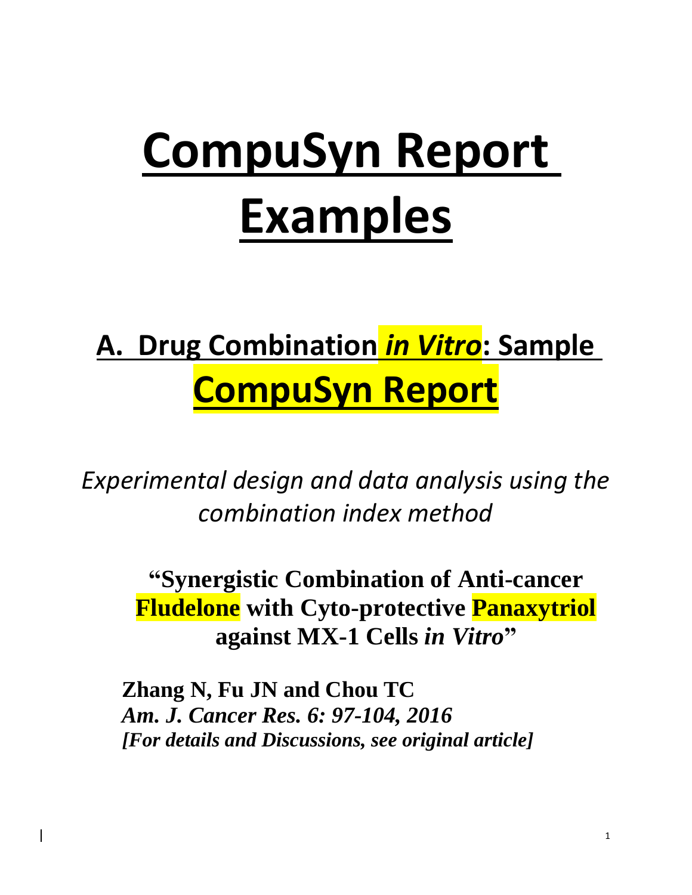# CompuSyn Report Examples

## A. Drug Combination *in Vitro*: Sample CompuSyn Report

*Experimental design and data analysis using the combination index method*

**"Synergistic Combination of Anti-cancer Fludelone with Cyto-protective Panaxytriol against MX-1 Cells *in Vitro*"**

**Zhang N, Fu JN and Chou TC**
***Am. J. Cancer Res. 6: 97-104, 2016***
***[For details and Discussions, see original article]***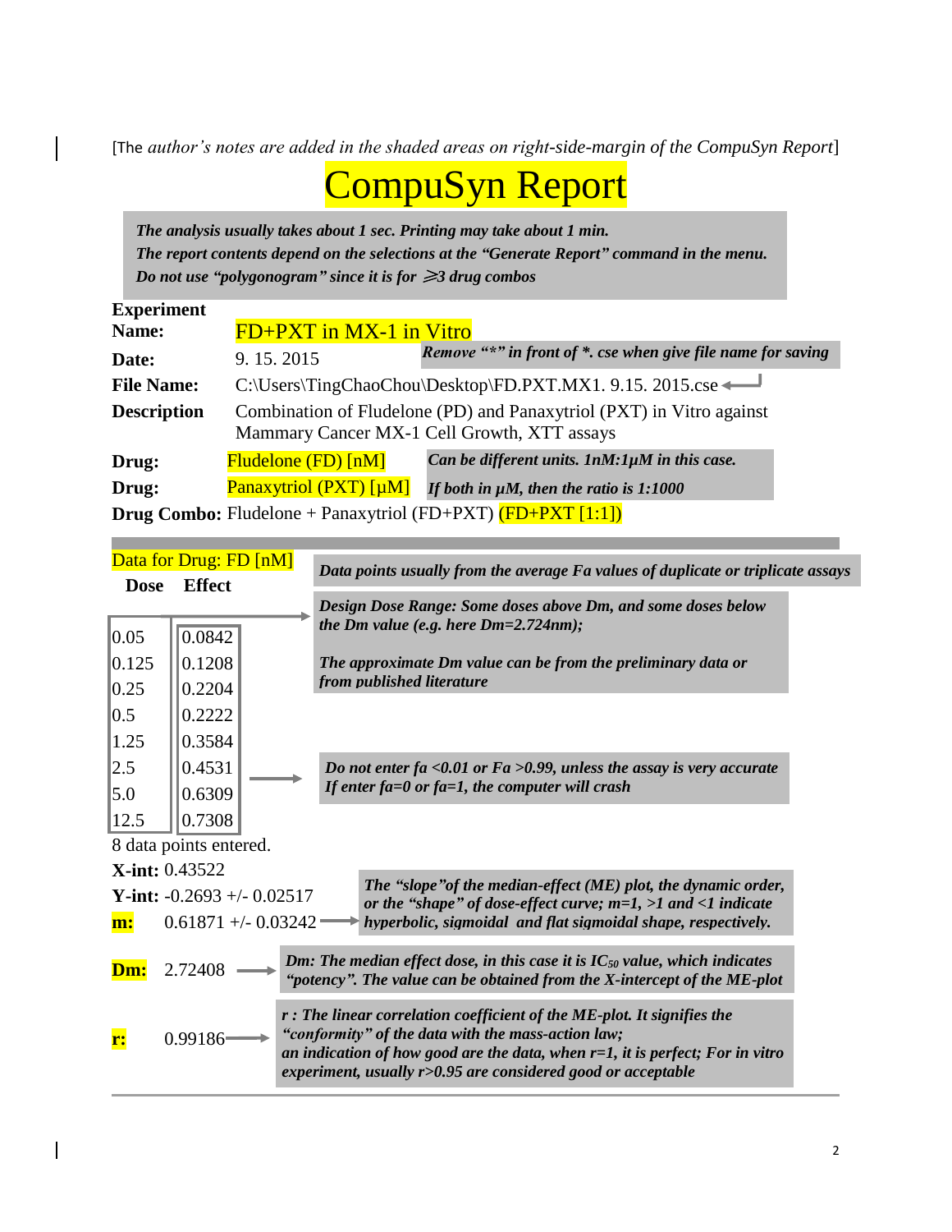[The *author's notes are added in the shaded areas on right-side-margin of the CompuSyn Report*]

# CompuSyn Report

***The analysis usually takes about 1 sec. Printing may take about 1 min.***
***The report contents depend on the selections at the "Generate Report" command in the menu.***
***Do not use "polygonogram" since it is for ⩾3 drug combos***

**Experiment Name:** FD+PXT in MX-1 in Vitro

**Date:** 9. 15. 2015 — ***Remove "\*" in front of \*. cse when give file name for saving***

**File Name:** C:\Users\TingChaoChou\Desktop\FD.PXT.MX1. 9.15. 2015.cse

**Description** Combination of Fludelone (PD) and Panaxytriol (PXT) in Vitro against Mammary Cancer MX-1 Cell Growth, XTT assays

**Drug:** Fludelone (FD) [nM] — ***Can be different units. 1nM:1μM in this case.***

**Drug:** Panaxytriol (PXT) [μM] — ***If both in μM, then the ratio is 1:1000***

**Drug Combo:** Fludelone + Panaxytriol (FD+PXT) (FD+PXT [1:1])

Data for Drug: FD [nM] — ***Data points usually from the average Fa values of duplicate or triplicate assays***

| Dose | Effect |
|---|---|
| 0.05 | 0.0842 |
| 0.125 | 0.1208 |
| 0.25 | 0.2204 |
| 0.5 | 0.2222 |
| 1.25 | 0.3584 |
| 2.5 | 0.4531 |
| 5.0 | 0.6309 |
| 12.5 | 0.7308 |

***Design Dose Range: Some doses above Dm, and some doses below the Dm value (e.g. here Dm=2.724nm);***

***The approximate Dm value can be from the preliminary data or from published literature***

***Do not enter fa <0.01 or Fa >0.99, unless the assay is very accurate***
***If enter fa=0 or fa=1, the computer will crash***

8 data points entered.

**X-int:** 0.43522

**Y-int:** -0.2693 +/- 0.02517

**m:** 0.61871 +/- 0.03242 — ***The "slope" of the median-effect (ME) plot, the dynamic order, or the "shape" of dose-effect curve; m=1, >1 and <1 indicate hyperbolic, sigmoidal and flat sigmoidal shape, respectively.***

**Dm:** 2.72408 — ***Dm: The median effect dose, in this case it is $IC_{50}$ value, which indicates "potency". The value can be obtained from the X-intercept of the ME-plot***

**r:** 0.99186 — ***r : The linear correlation coefficient of the ME-plot. It signifies the "conformity" of the data with the mass-action law; an indication of how good are the data, when r=1, it is perfect; For in vitro experiment, usually r>0.95 are considered good or acceptable***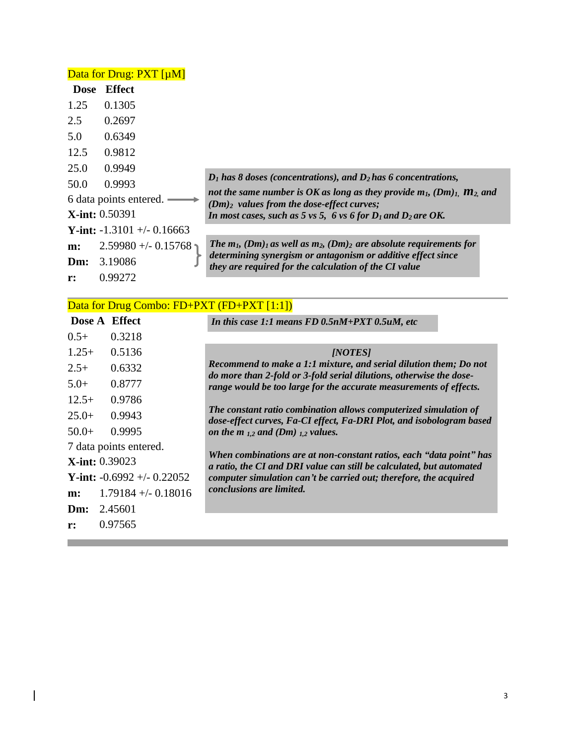Data for Drug: PXT [µM]

| Dose | Effect |
|---|---|
| 1.25 | 0.1305 |
| 2.5 | 0.2697 |
| 5.0 | 0.6349 |
| 12.5 | 0.9812 |
| 25.0 | 0.9949 |
| 50.0 | 0.9993 |

6 data points entered.

**X-int:** 0.50391

**Y-int:** -1.3101 +/- 0.16663

**m:** 2.59980 +/- 0.15768

**Dm:** 3.19086

**r:** 0.99272

***$D_1$ has 8 doses (concentrations), and $D_2$ has 6 concentrations, not the same number is OK as long as they provide $m_1$, $(Dm)_1$, $m_2$, and $(Dm)_2$ values from the dose-effect curves; In most cases, such as 5 vs 5, 6 vs 6 for $D_1$ and $D_2$ are OK.***

***The $m_1$, $(Dm)_1$ as well as $m_2$, $(Dm)_2$ are absolute requirements for determining synergism or antagonism or additive effect since they are required for the calculation of the CI value***

---

Data for Drug Combo: FD+PXT (FD+PXT [1:1])

| Dose A | Effect |
|---|---|
| 0.5+ | 0.3218 |
| 1.25+ | 0.5136 |
| 2.5+ | 0.6332 |
| 5.0+ | 0.8777 |
| 12.5+ | 0.9786 |
| 25.0+ | 0.9943 |
| 50.0+ | 0.9995 |

7 data points entered.

**X-int:** 0.39023

**Y-int:** -0.6992 +/- 0.22052

**m:** 1.79184 +/- 0.18016

**Dm:** 2.45601

**r:** 0.97565

***In this case 1:1 means FD 0.5nM+PXT 0.5uM, etc***

***[NOTES]***

***Recommend to make a 1:1 mixture, and serial dilution them; Do not do more than 2-fold or 3-fold serial dilutions, otherwise the dose-range would be too large for the accurate measurements of effects.***

***The constant ratio combination allows computerized simulation of dose-effect curves, Fa-CI effect, Fa-DRI Plot, and isobologram based on the $m_{1,2}$ and $(Dm)_{1,2}$ values.***

***When combinations are at non-constant ratios, each "data point" has a ratio, the CI and DRI value can still be calculated, but automated computer simulation can't be carried out; therefore, the acquired conclusions are limited.***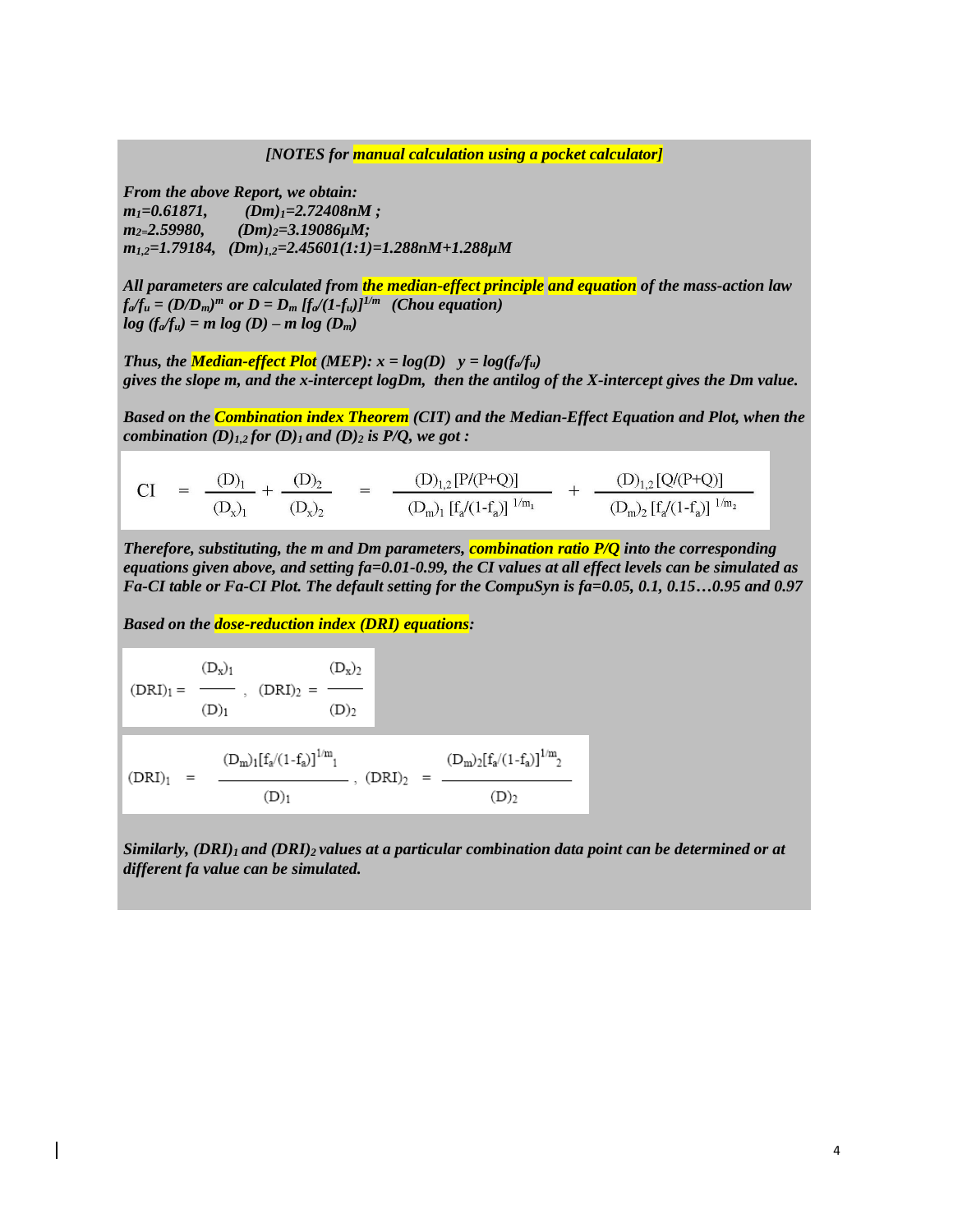***[NOTES for manual calculation using a pocket calculator]***

***From the above Report, we obtain:***
***$m_1$=0.61871, $(Dm)_1$=2.72408nM ;***
***$m_2$=2.59980, $(Dm)_2$=3.19086μM;***
***$m_{1,2}$=1.79184, $(Dm)_{1,2}$=2.45601(1:1)=1.288nM+1.288μM***

***All parameters are calculated from the median-effect principle and equation of the mass-action law***
***$f_a/f_u = (D/D_m)^m$ or $D = D_m\,[f_a/(1-f_u)]^{1/m}$ (Chou equation)***
***$\log(f_a/f_u) = m\log(D) - m\log(D_m)$***

***Thus, the Median-effect Plot (MEP): $x = \log(D)$ $y = \log(f_a/f_u)$***
***gives the slope m, and the x-intercept logDm, then the antilog of the X-intercept gives the Dm value.***

***Based on the Combination index Theorem (CIT) and the Median-Effect Equation and Plot, when the combination $(D)_{1,2}$ for $(D)_1$ and $(D)_2$ is P/Q, we got :***

$$\mathrm{CI} = \frac{(D)_1}{(D_x)_1} + \frac{(D)_2}{(D_x)_2} = \frac{(D)_{1,2}\,[P/(P+Q)]}{(D_m)_1\,[f_a/(1-f_a)]^{1/m_1}} + \frac{(D)_{1,2}\,[Q/(P+Q)]}{(D_m)_2\,[f_a/(1-f_a)]^{1/m_2}}$$

***Therefore, substituting, the m and Dm parameters, combination ratio P/Q into the corresponding equations given above, and setting fa=0.01-0.99, the CI values at all effect levels can be simulated as Fa-CI table or Fa-CI Plot. The default setting for the CompuSyn is fa=0.05, 0.1, 0.15…0.95 and 0.97***

***Based on the dose-reduction index (DRI) equations:***

$$(\mathrm{DRI})_1 = \frac{(D_x)_1}{(D)_1}, \quad (\mathrm{DRI})_2 = \frac{(D_x)_2}{(D)_2}$$

$$(\mathrm{DRI})_1 = \frac{(D_m)_1[f_a/(1-f_a)]^{1/m_1}}{(D)_1}, \quad (\mathrm{DRI})_2 = \frac{(D_m)_2[f_a/(1-f_a)]^{1/m_2}}{(D)_2}$$

***Similarly, $(DRI)_1$ and $(DRI)_2$ values at a particular combination data point can be determined or at different fa value can be simulated.***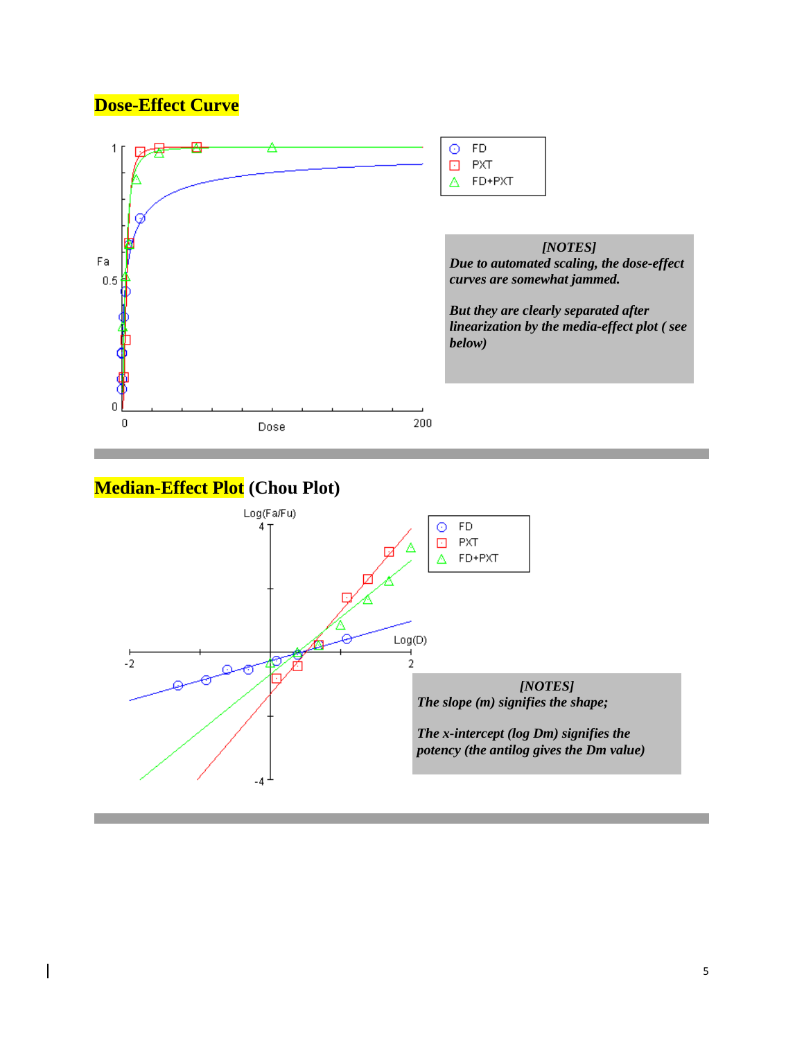## Dose-Effect Curve

**[NOTES]**
***Due to automated scaling, the dose-effect curves are somewhat jammed.***

***But they are clearly separated after linearization by the media-effect plot ( see below)***

## Median-Effect Plot (Chou Plot)

**[NOTES]**
***The slope (m) signifies the shape;***

***The x-intercept (log Dm) signifies the potency (the antilog gives the Dm value)***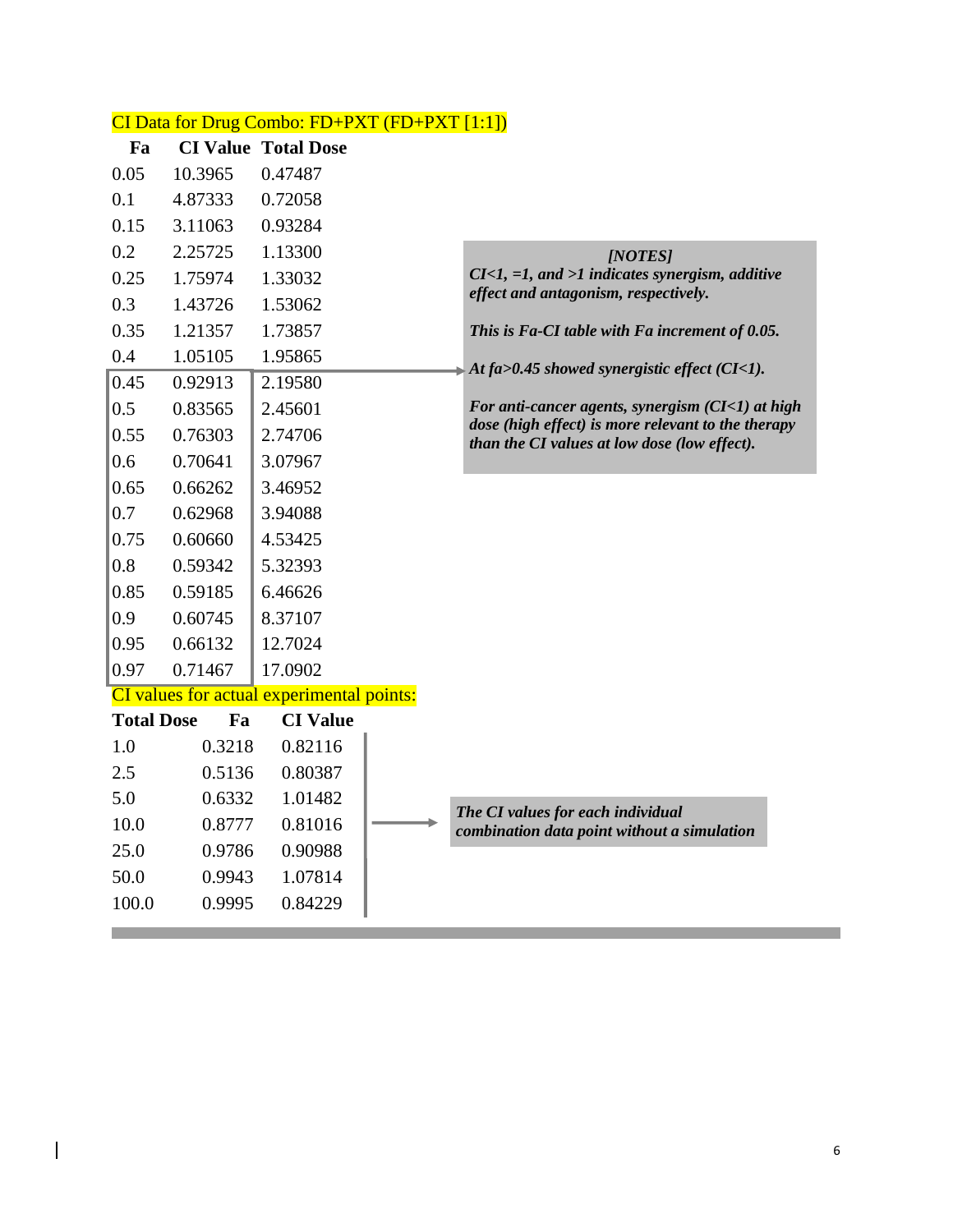CI Data for Drug Combo: FD+PXT (FD+PXT [1:1])

| Fa | CI Value | Total Dose |
|---|---|---|
| 0.05 | 10.3965 | 0.47487 |
| 0.1 | 4.87333 | 0.72058 |
| 0.15 | 3.11063 | 0.93284 |
| 0.2 | 2.25725 | 1.13300 |
| 0.25 | 1.75974 | 1.33032 |
| 0.3 | 1.43726 | 1.53062 |
| 0.35 | 1.21357 | 1.73857 |
| 0.4 | 1.05105 | 1.95865 |
| 0.45 | 0.92913 | 2.19580 |
| 0.5 | 0.83565 | 2.45601 |
| 0.55 | 0.76303 | 2.74706 |
| 0.6 | 0.70641 | 3.07967 |
| 0.65 | 0.66262 | 3.46952 |
| 0.7 | 0.62968 | 3.94088 |
| 0.75 | 0.60660 | 4.53425 |
| 0.8 | 0.59342 | 5.32393 |
| 0.85 | 0.59185 | 6.46626 |
| 0.9 | 0.60745 | 8.37107 |
| 0.95 | 0.66132 | 12.7024 |
| 0.97 | 0.71467 | 17.0902 |

***[NOTES]***

***CI<1, =1, and >1 indicates synergism, additive effect and antagonism, respectively.***

***This is Fa-CI table with Fa increment of 0.05.***

***At fa>0.45 showed synergistic effect (CI<1).***

***For anti-cancer agents, synergism (CI<1) at high dose (high effect) is more relevant to the therapy than the CI values at low dose (low effect).***

CI values for actual experimental points:

| Total Dose | Fa | CI Value |
|---|---|---|
| 1.0 | 0.3218 | 0.82116 |
| 2.5 | 0.5136 | 0.80387 |
| 5.0 | 0.6332 | 1.01482 |
| 10.0 | 0.8777 | 0.81016 |
| 25.0 | 0.9786 | 0.90988 |
| 50.0 | 0.9943 | 1.07814 |
| 100.0 | 0.9995 | 0.84229 |

***The CI values for each individual combination data point without a simulation***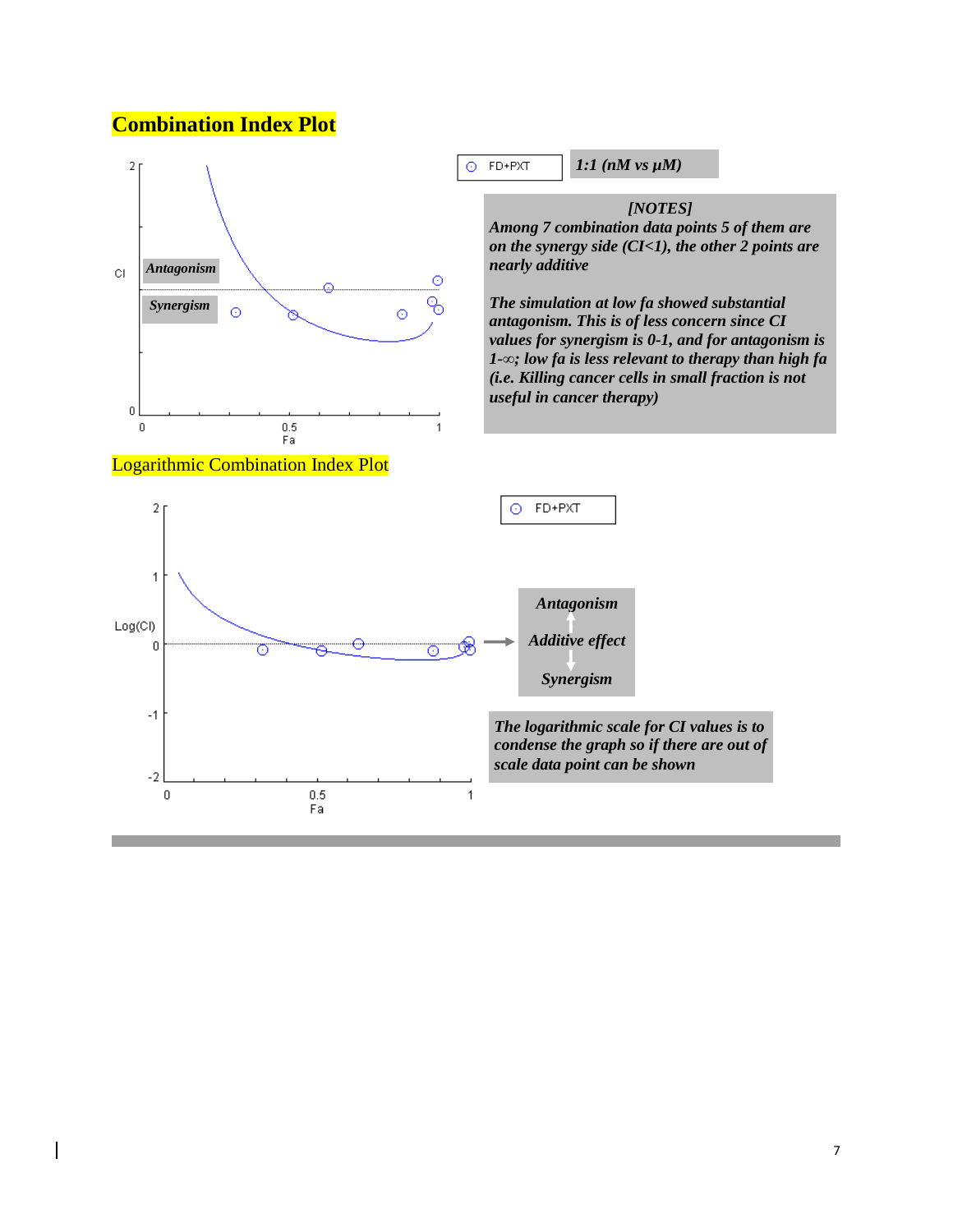## Combination Index Plot

FD+PXT

***1:1 (nM vs μM)***

***[NOTES]***

***Among 7 combination data points 5 of them are on the synergy side (CI<1), the other 2 points are nearly additive***

***The simulation at low fa showed substantial antagonism. This is of less concern since CI values for synergism is 0-1, and for antagonism is 1-∞; low fa is less relevant to therapy than high fa (i.e. Killing cancer cells in small fraction is not useful in cancer therapy)***

*Antagonism*

*Synergism*

CI

Fa

## Logarithmic Combination Index Plot

FD+PXT

Log(CI)

Fa

***Antagonism***

***Additive effect***

***Synergism***

***The logarithmic scale for CI values is to condense the graph so if there are out of scale data point can be shown***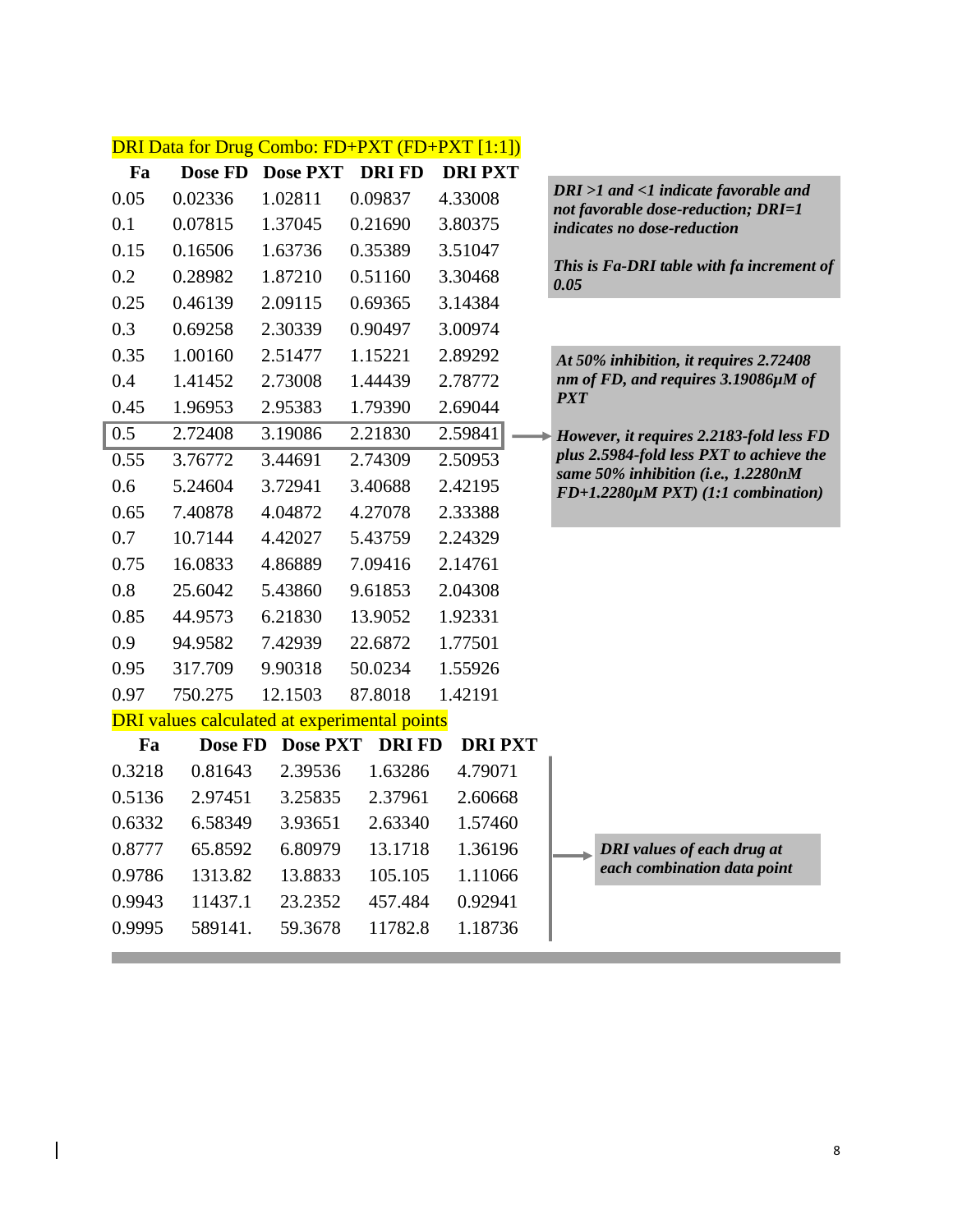DRI Data for Drug Combo: FD+PXT (FD+PXT [1:1])

| Fa | Dose FD | Dose PXT | DRI FD | DRI PXT |
|---|---|---|---|---|
| 0.05 | 0.02336 | 1.02811 | 0.09837 | 4.33008 |
| 0.1 | 0.07815 | 1.37045 | 0.21690 | 3.80375 |
| 0.15 | 0.16506 | 1.63736 | 0.35389 | 3.51047 |
| 0.2 | 0.28982 | 1.87210 | 0.51160 | 3.30468 |
| 0.25 | 0.46139 | 2.09115 | 0.69365 | 3.14384 |
| 0.3 | 0.69258 | 2.30339 | 0.90497 | 3.00974 |
| 0.35 | 1.00160 | 2.51477 | 1.15221 | 2.89292 |
| 0.4 | 1.41452 | 2.73008 | 1.44439 | 2.78772 |
| 0.45 | 1.96953 | 2.95383 | 1.79390 | 2.69044 |
| 0.5 | 2.72408 | 3.19086 | 2.21830 | 2.59841 |
| 0.55 | 3.76772 | 3.44691 | 2.74309 | 2.50953 |
| 0.6 | 5.24604 | 3.72941 | 3.40688 | 2.42195 |
| 0.65 | 7.40878 | 4.04872 | 4.27078 | 2.33388 |
| 0.7 | 10.7144 | 4.42027 | 5.43759 | 2.24329 |
| 0.75 | 16.0833 | 4.86889 | 7.09416 | 2.14761 |
| 0.8 | 25.6042 | 5.43860 | 9.61853 | 2.04308 |
| 0.85 | 44.9573 | 6.21830 | 13.9052 | 1.92331 |
| 0.9 | 94.9582 | 7.42939 | 22.6872 | 1.77501 |
| 0.95 | 317.709 | 9.90318 | 50.0234 | 1.55926 |
| 0.97 | 750.275 | 12.1503 | 87.8018 | 1.42191 |

***DRI >1 and <1 indicate favorable and not favorable dose-reduction; DRI=1 indicates no dose-reduction***

***This is Fa-DRI table with fa increment of 0.05***

***At 50% inhibition, it requires 2.72408 nm of FD, and requires 3.19086μM of PXT***

***However, it requires 2.2183-fold less FD plus 2.5984-fold less PXT to achieve the same 50% inhibition (i.e., 1.2280nM FD+1.2280μM PXT) (1:1 combination)***

DRI values calculated at experimental points

| Fa | Dose FD | Dose PXT | DRI FD | DRI PXT |
|---|---|---|---|---|
| 0.3218 | 0.81643 | 2.39536 | 1.63286 | 4.79071 |
| 0.5136 | 2.97451 | 3.25835 | 2.37961 | 2.60668 |
| 0.6332 | 6.58349 | 3.93651 | 2.63340 | 1.57460 |
| 0.8777 | 65.8592 | 6.80979 | 13.1718 | 1.36196 |
| 0.9786 | 1313.82 | 13.8833 | 105.105 | 1.11066 |
| 0.9943 | 11437.1 | 23.2352 | 457.484 | 0.92941 |
| 0.9995 | 589141. | 59.3678 | 11782.8 | 1.18736 |

***DRI values of each drug at each combination data point***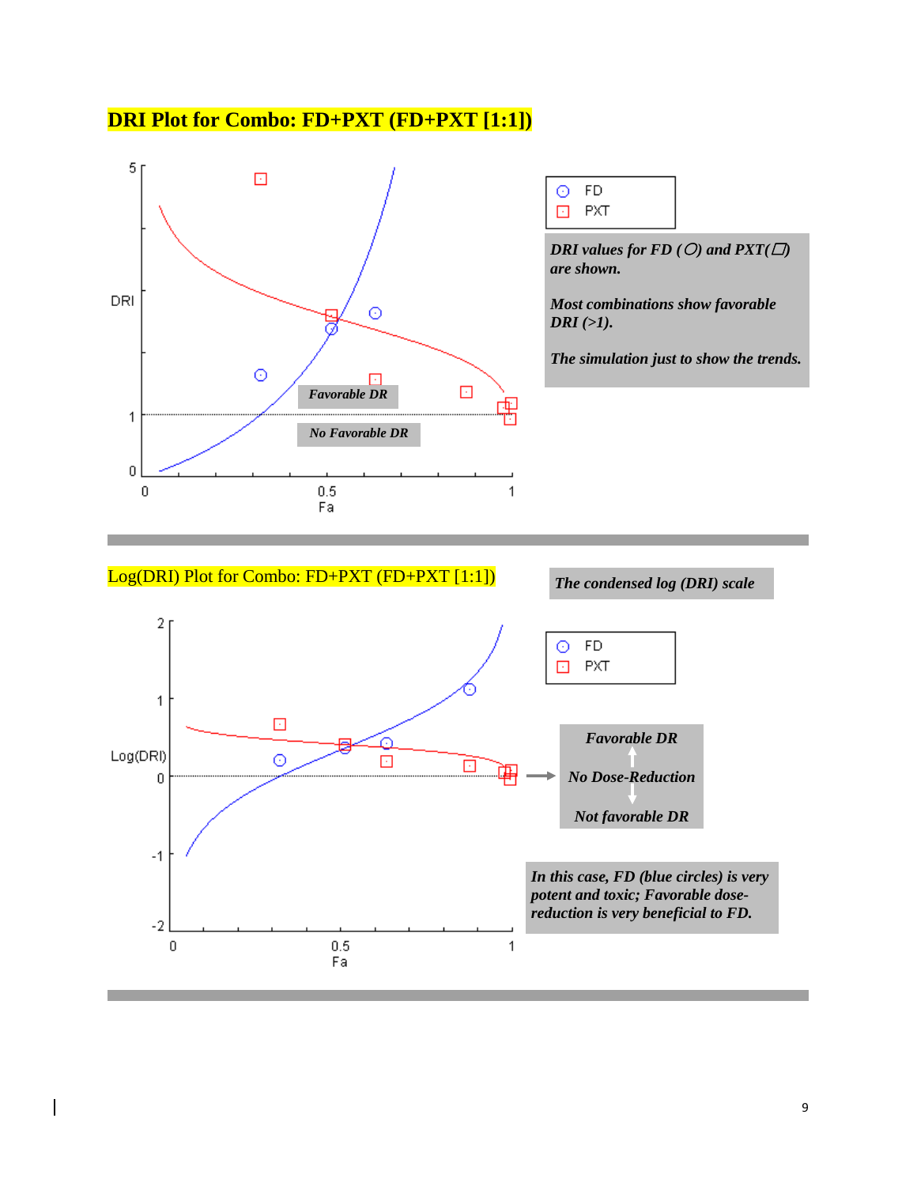## DRI Plot for Combo: FD+PXT (FD+PXT [1:1])

*DRI values for FD (○) and PXT(□) are shown.*

*Most combinations show favorable DRI (>1).*

*The simulation just to show the trends.*

---

Log(DRI) Plot for Combo: FD+PXT (FD+PXT [1:1])

*The condensed log (DRI) scale*

*In this case, FD (blue circles) is very potent and toxic; Favorable dose-reduction is very beneficial to FD.*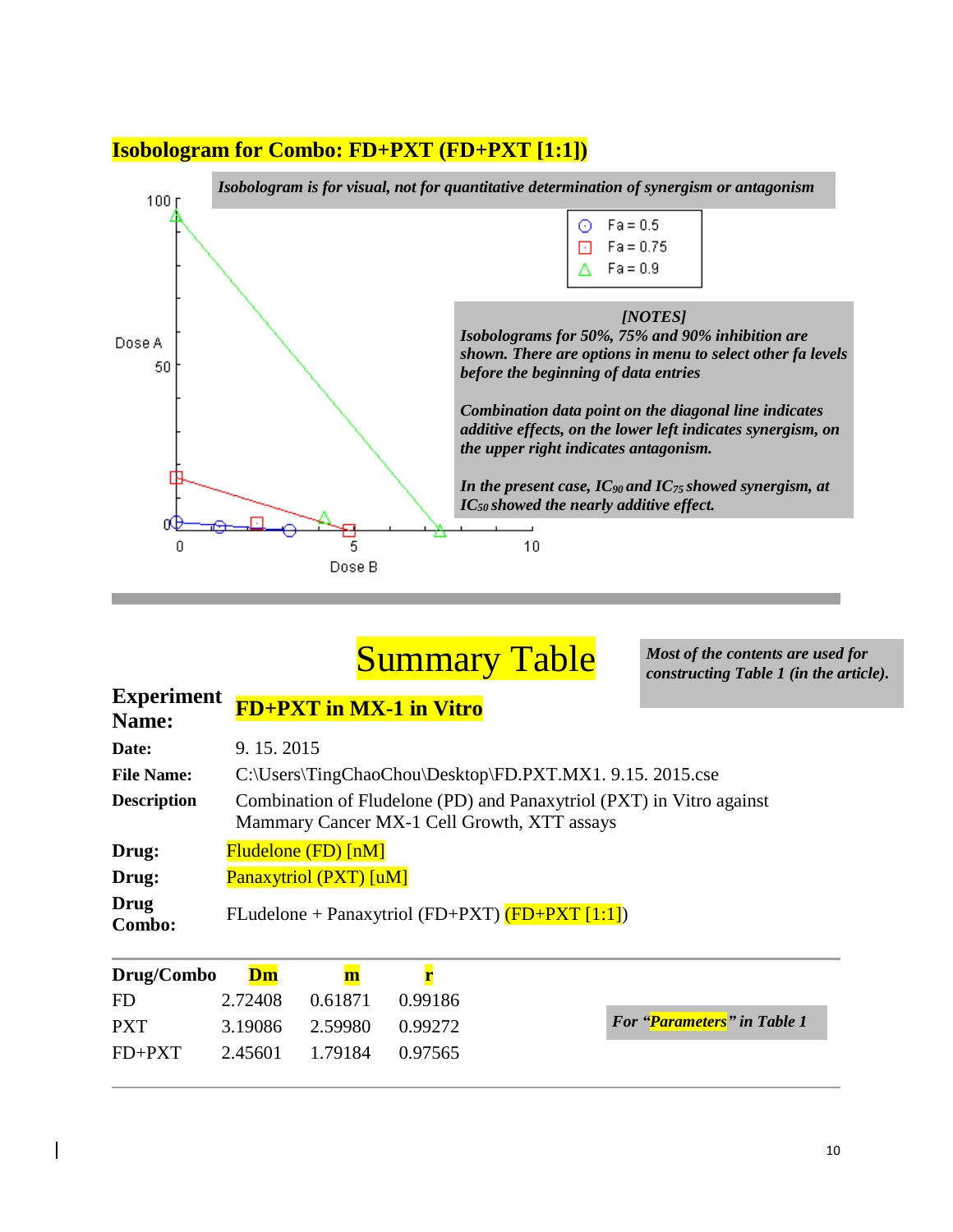## Isobologram for Combo: FD+PXT (FD+PXT [1:1])

*Isobologram is for visual, not for quantitative determination of synergism or antagonism*

Fa = 0.5
Fa = 0.75
Fa = 0.9

Dose A

Dose B

***[NOTES]***

***Isobolograms for 50%, 75% and 90% inhibition are shown. There are options in menu to select other fa levels before the beginning of data entries***

***Combination data point on the diagonal line indicates additive effects, on the lower left indicates synergism, on the upper right indicates antagonism.***

***In the present case, $IC_{90}$ and $IC_{75}$ showed synergism, at $IC_{50}$ showed the nearly additive effect.***

# Summary Table

***Most of the contents are used for constructing Table 1 (in the article).***

**Experiment Name:** **FD+PXT in MX-1 in Vitro**

**Date:** 9. 15. 2015

**File Name:** C:\Users\TingChaoChou\Desktop\FD.PXT.MX1. 9.15. 2015.cse

**Description** Combination of Fludelone (PD) and Panaxytriol (PXT) in Vitro against Mammary Cancer MX-1 Cell Growth, XTT assays

**Drug:** Fludelone (FD) [nM]

**Drug:** Panaxytriol (PXT) [uM]

**Drug Combo:** FLudelone + Panaxytriol (FD+PXT) (FD+PXT [1:1])

| Drug/Combo | Dm | m | r |
|---|---|---|---|
| FD | 2.72408 | 0.61871 | 0.99186 |
| PXT | 3.19086 | 2.59980 | 0.99272 |
| FD+PXT | 2.45601 | 1.79184 | 0.97565 |

***For "Parameters" in Table 1***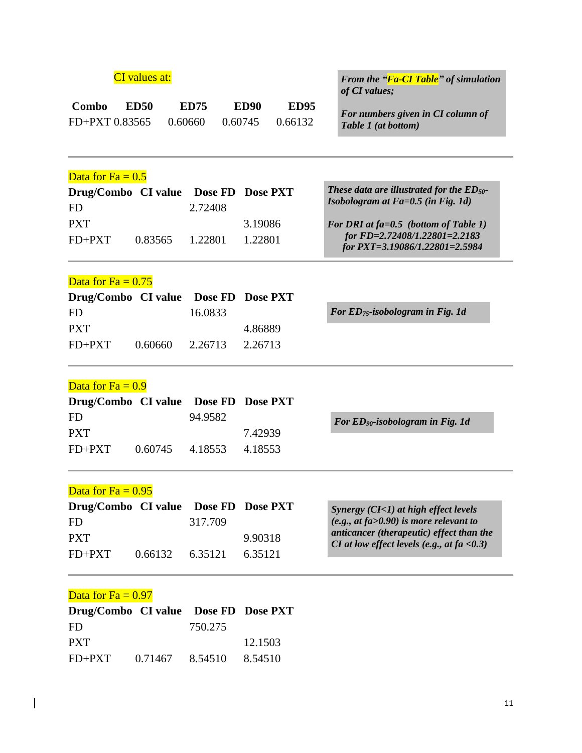CI values at:

| Combo | ED50 | ED75 | ED90 | ED95 |
|---|---|---|---|---|
| FD+PXT | 0.83565 | 0.60660 | 0.60745 | 0.66132 |

***From the "Fa-CI Table" of simulation of CI values;***

***For numbers given in CI column of Table 1 (at bottom)***

---

Data for Fa = 0.5

| Drug/Combo | CI value | Dose FD | Dose PXT |
|---|---|---|---|
| FD | | 2.72408 | |
| PXT | | | 3.19086 |
| FD+PXT | 0.83565 | 1.22801 | 1.22801 |

***These data are illustrated for the $ED_{50}$-Isobologram at Fa=0.5 (in Fig. 1d)***

***For DRI at fa=0.5 (bottom of Table 1)***
***for FD=2.72408/1.22801=2.2183***
***for PXT=3.19086/1.22801=2.5984***

---

Data for Fa = 0.75

| Drug/Combo | CI value | Dose FD | Dose PXT |
|---|---|---|---|
| FD | | 16.0833 | |
| PXT | | | 4.86889 |
| FD+PXT | 0.60660 | 2.26713 | 2.26713 |

***For $ED_{75}$-isobologram in Fig. 1d***

---

Data for Fa = 0.9

| Drug/Combo | CI value | Dose FD | Dose PXT |
|---|---|---|---|
| FD | | 94.9582 | |
| PXT | | | 7.42939 |
| FD+PXT | 0.60745 | 4.18553 | 4.18553 |

***For $ED_{90}$-isobologram in Fig. 1d***

---

Data for Fa = 0.95

| Drug/Combo | CI value | Dose FD | Dose PXT |
|---|---|---|---|
| FD | | 317.709 | |
| PXT | | | 9.90318 |
| FD+PXT | 0.66132 | 6.35121 | 6.35121 |

***Synergy (CI<1) at high effect levels (e.g., at fa>0.90) is more relevant to anticancer (therapeutic) effect than the CI at low effect levels (e.g., at fa <0.3)***

---

Data for Fa = 0.97

| Drug/Combo | CI value | Dose FD | Dose PXT |
|---|---|---|---|
| FD | | 750.275 | |
| PXT | | | 12.1503 |
| FD+PXT | 0.71467 | 8.54510 | 8.54510 |